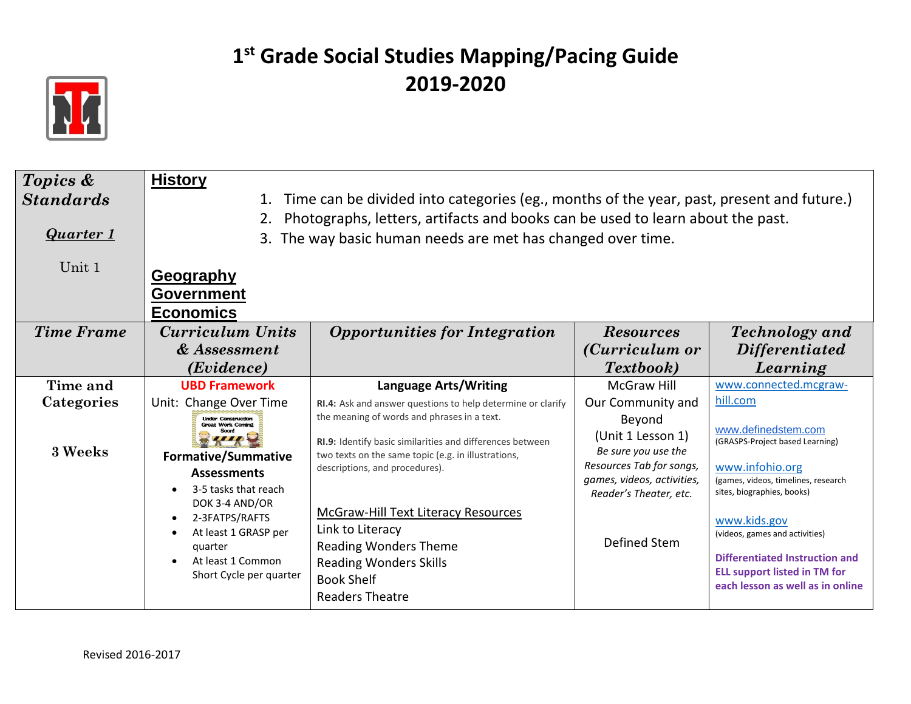# 1st Grade Social Studies Mapping/Pacing Guide
# 2019-2020

| ***Topics & Standards*** <br> ***Quarter 1*** <br> Unit 1 | **History** <br> 1. Time can be divided into categories (eg., months of the year, past, present and future.) <br> 2. Photographs, letters, artifacts and books can be used to learn about the past. <br> 3. The way basic human needs are met has changed over time. <br> **Geography** <br> **Government** <br> **Economics** | | | |
|---|---|---|---|---|
| ***Time Frame*** | ***Curriculum Units & Assessment (Evidence)*** | ***Opportunities for Integration*** | ***Resources (Curriculum or Textbook)*** | ***Technology and Differentiated Learning*** |
| **Time and Categories** <br> **3 Weeks** | **UBD Framework** <br> Unit: Change Over Time <br> Under Construction Great Work Coming Soon! <br> **Formative/Summative Assessments** <br> • 3-5 tasks that reach DOK 3-4 AND/OR <br> • 2-3FATPS/RAFTS <br> • At least 1 GRASP per quarter <br> • At least 1 Common Short Cycle per quarter | **Language Arts/Writing** <br> **RI.4:** Ask and answer questions to help determine or clarify the meaning of words and phrases in a text. <br> **RI.9:** Identify basic similarities and differences between two texts on the same topic (e.g. in illustrations, descriptions, and procedures). <br> McGraw-Hill Text Literacy Resources <br> Link to Literacy <br> Reading Wonders Theme <br> Reading Wonders Skills <br> Book Shelf <br> Readers Theatre | McGraw Hill Our Community and Beyond (Unit 1 Lesson 1) <br> *Be sure you use the Resources Tab for songs, games, videos, activities, Reader's Theater, etc.* <br> Defined Stem | www.connected.mcgraw-hill.com <br> www.definedstem.com (GRASPS-Project based Learning) <br> www.infohio.org (games, videos, timelines, research sites, biographies, books) <br> www.kids.gov (videos, games and activities) <br> **Differentiated Instruction and ELL support listed in TM for each lesson as well as in online** |

Revised 2016-2017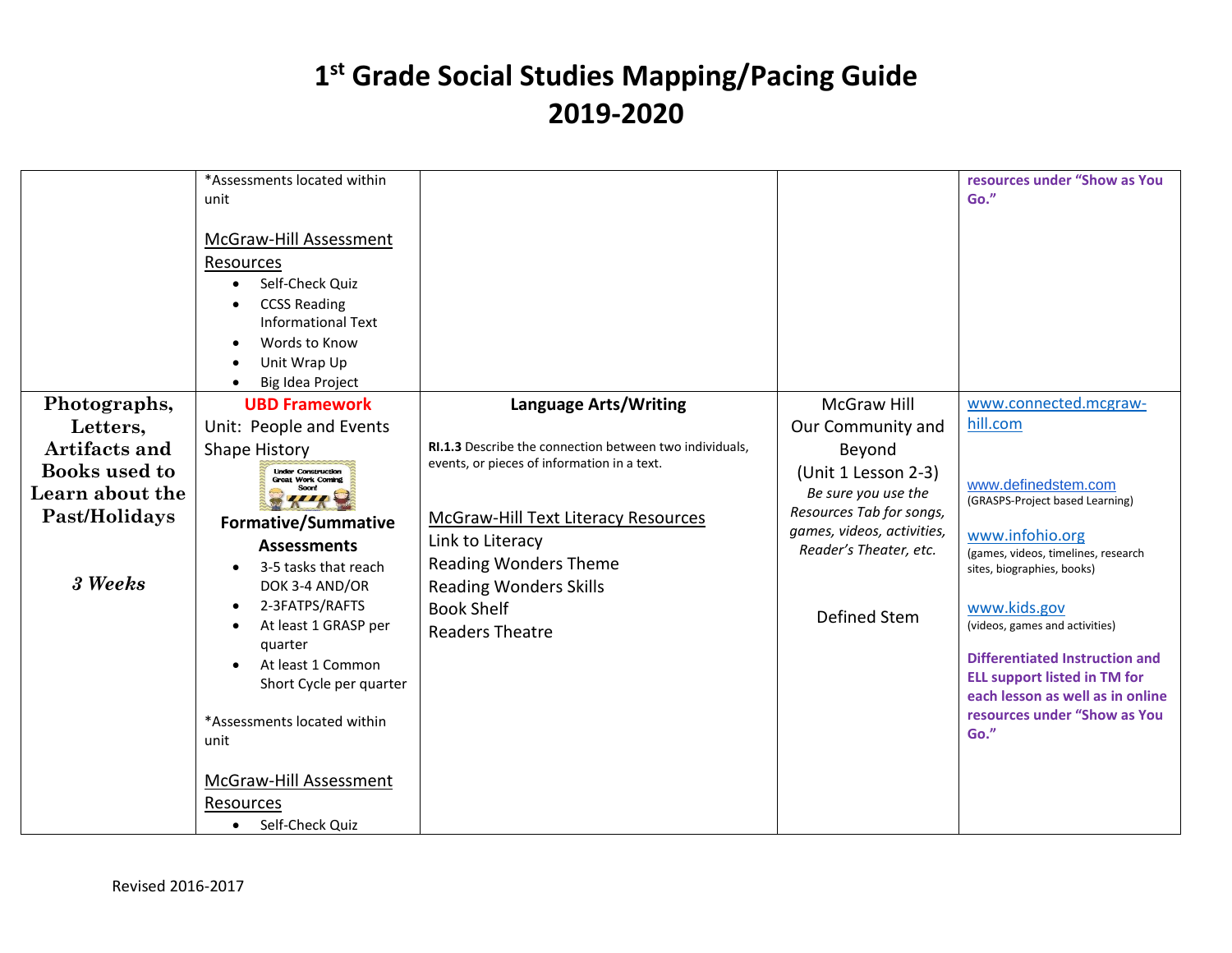# 1st Grade Social Studies Mapping/Pacing Guide 2019-2020

| | | | | |
|---|---|---|---|---|
| | *Assessments located within unit<br><br>McGraw-Hill Assessment Resources<br>• Self-Check Quiz<br>• CCSS Reading Informational Text<br>• Words to Know<br>• Unit Wrap Up<br>• Big Idea Project | | | **resources under "Show as You Go."** |
| **Photographs, Letters, Artifacts and Books used to Learn about the Past/Holidays**<br><br>***3 Weeks*** | **UBD Framework**<br>Unit: People and Events Shape History<br>Under Construction Great Work Coming Soon!<br>**Formative/Summative Assessments**<br>• 3-5 tasks that reach DOK 3-4 AND/OR<br>• 2-3FATPS/RAFTS<br>• At least 1 GRASP per quarter<br>• At least 1 Common Short Cycle per quarter<br><br>*Assessments located within unit<br><br>McGraw-Hill Assessment Resources<br>• Self-Check Quiz | **Language Arts/Writing**<br><br>**RI.1.3** Describe the connection between two individuals, events, or pieces of information in a text.<br><br>McGraw-Hill Text Literacy Resources<br>Link to Literacy<br>Reading Wonders Theme<br>Reading Wonders Skills<br>Book Shelf<br>Readers Theatre | McGraw Hill Our Community and Beyond<br>(Unit 1 Lesson 2-3)<br>*Be sure you use the Resources Tab for songs, games, videos, activities, Reader's Theater, etc.*<br><br>Defined Stem | www.connected.mcgraw-hill.com<br><br>www.definedstem.com<br>(GRASPS-Project based Learning)<br><br>www.infohio.org<br>(games, videos, timelines, research sites, biographies, books)<br><br>www.kids.gov<br>(videos, games and activities)<br><br>**Differentiated Instruction and ELL support listed in TM for each lesson as well as in online resources under "Show as You Go."** |

Revised 2016-2017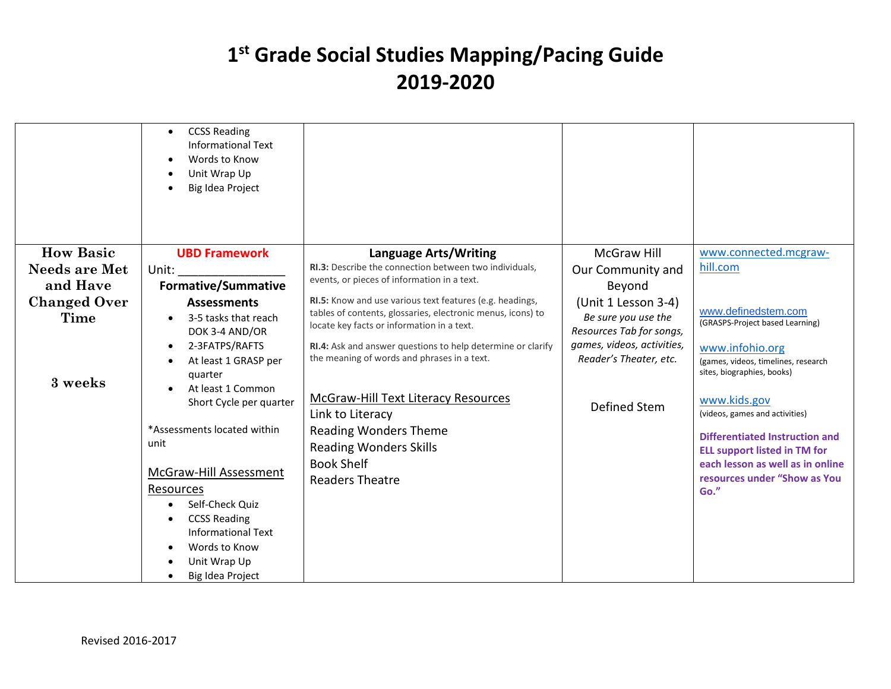# 1st Grade Social Studies Mapping/Pacing Guide
# 2019-2020

| | | | | |
|---|---|---|---|---|
| | • CCSS Reading Informational Text<br>• Words to Know<br>• Unit Wrap Up<br>• Big Idea Project | | | |
| **How Basic Needs are Met and Have Changed Over Time**<br><br>**3 weeks** | **UBD Framework**<br>Unit: _______________<br>**Formative/Summative Assessments**<br>• 3-5 tasks that reach DOK 3-4 AND/OR<br>• 2-3FATPS/RAFTS<br>• At least 1 GRASP per quarter<br>• At least 1 Common Short Cycle per quarter<br><br>*Assessments located within unit<br><br><u>McGraw-Hill Assessment Resources</u><br>• Self-Check Quiz<br>• CCSS Reading Informational Text<br>• Words to Know<br>• Unit Wrap Up<br>• Big Idea Project | **Language Arts/Writing**<br>**RI.3:** Describe the connection between two individuals, events, or pieces of information in a text.<br>**RI.5:** Know and use various text features (e.g. headings, tables of contents, glossaries, electronic menus, icons) to locate key facts or information in a text.<br>**RI.4:** Ask and answer questions to help determine or clarify the meaning of words and phrases in a text.<br><br><u>McGraw-Hill Text Literacy Resources</u><br>Link to Literacy<br>Reading Wonders Theme<br>Reading Wonders Skills<br>Book Shelf<br>Readers Theatre | McGraw Hill Our Community and Beyond<br>(Unit 1 Lesson 3-4)<br>*Be sure you use the Resources Tab for songs, games, videos, activities, Reader's Theater, etc.*<br><br>Defined Stem | www.connected.mcgraw-hill.com<br><br>www.definedstem.com<br>(GRASPS-Project based Learning)<br><br>www.infohio.org<br>(games, videos, timelines, research sites, biographies, books)<br><br>www.kids.gov<br>(videos, games and activities)<br><br>**Differentiated Instruction and ELL support listed in TM for each lesson as well as in online resources under "Show as You Go."** |

Revised 2016-2017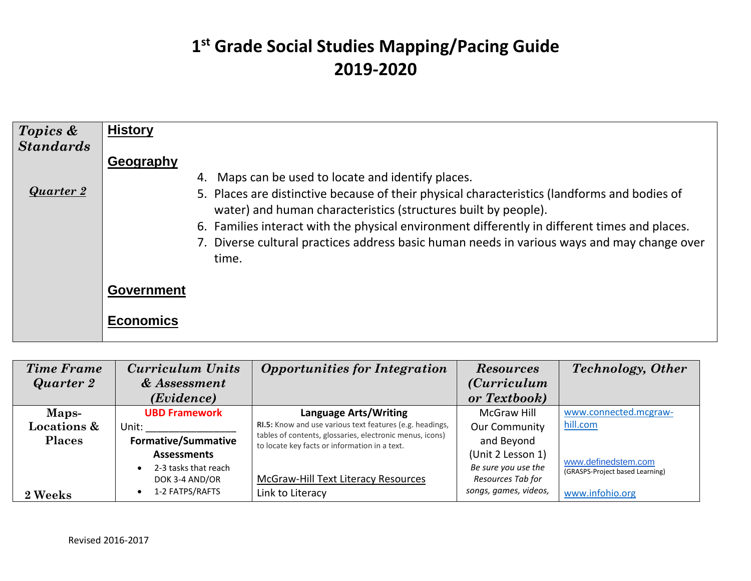# 1st Grade Social Studies Mapping/Pacing Guide
# 2019-2020

| *Topics & Standards* <br><br> ***Quarter 2*** | **History** <br><br> **Geography** <br> 4. Maps can be used to locate and identify places. <br> 5. Places are distinctive because of their physical characteristics (landforms and bodies of water) and human characteristics (structures built by people). <br> 6. Families interact with the physical environment differently in different times and places. <br> 7. Diverse cultural practices address basic human needs in various ways and may change over time. <br><br> **Government** <br><br> **Economics** |
|---|---|

| *Time Frame Quarter 2* | *Curriculum Units & Assessment (Evidence)* | *Opportunities for Integration* | *Resources (Curriculum or Textbook)* | *Technology, Other* |
|---|---|---|---|---|
| **Maps- Locations & Places** <br><br> **2 Weeks** | **UBD Framework** <br> Unit: _______________ <br> **Formative/Summative Assessments** <br> • 2-3 tasks that reach DOK 3-4 AND/OR <br> • 1-2 FATPS/RAFTS | **Language Arts/Writing** <br> **RI.5:** Know and use various text features (e.g. headings, tables of contents, glossaries, electronic menus, icons) to locate key facts or information in a text. <br><br> McGraw-Hill Text Literacy Resources <br> Link to Literacy | McGraw Hill Our Community and Beyond (Unit 2 Lesson 1) <br> *Be sure you use the Resources Tab for songs, games, videos,* | www.connected.mcgraw-hill.com <br><br> www.definedstem.com <br> (GRASPS-Project based Learning) <br><br> www.infohio.org |

Revised 2016-2017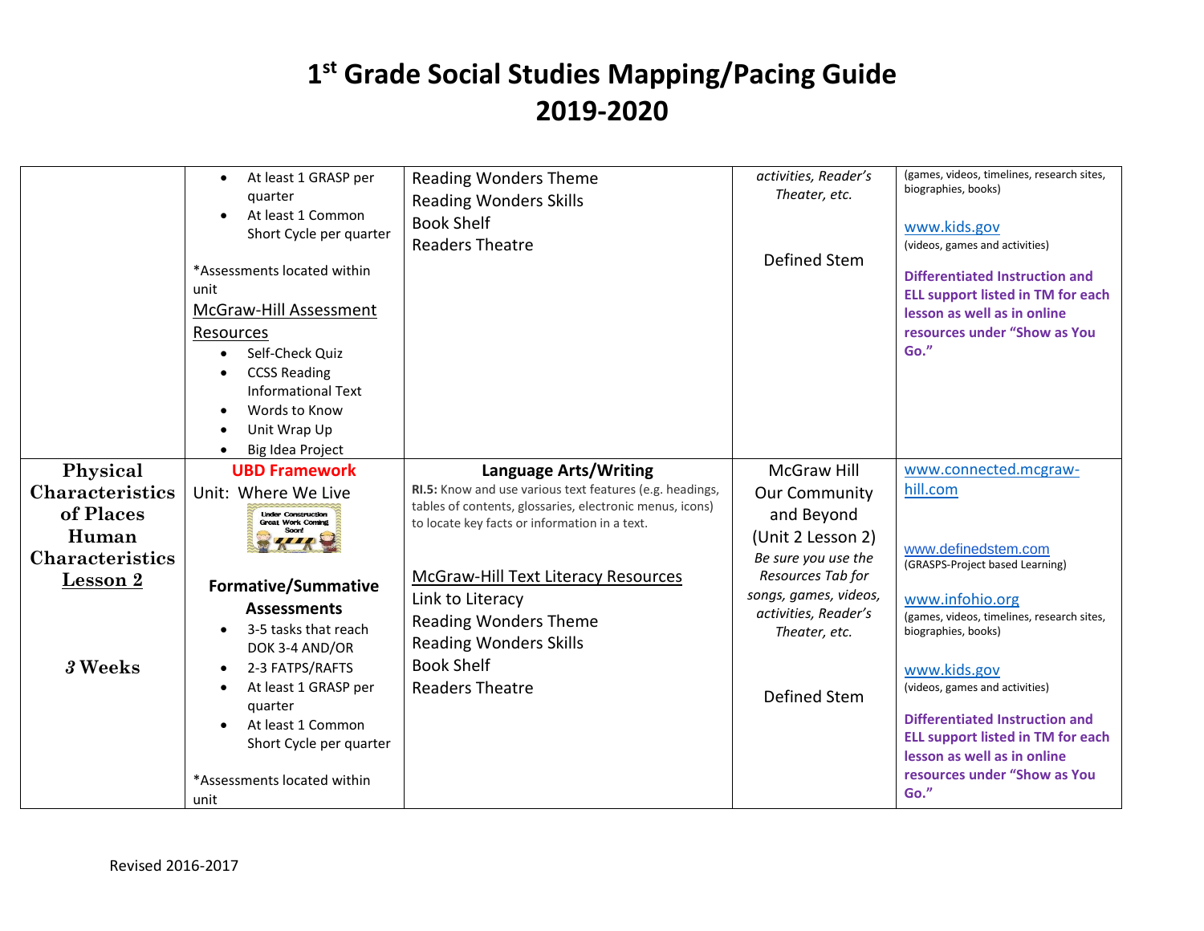# 1st Grade Social Studies Mapping/Pacing Guide 2019-2020

| | | | | |
|---|---|---|---|---|
| | • At least 1 GRASP per quarter<br>• At least 1 Common Short Cycle per quarter<br><br>*Assessments located within unit<br>McGraw-Hill Assessment Resources<br>• Self-Check Quiz<br>• CCSS Reading Informational Text<br>• Words to Know<br>• Unit Wrap Up<br>• Big Idea Project | Reading Wonders Theme<br>Reading Wonders Skills<br>Book Shelf<br>Readers Theatre | *activities, Reader's Theater, etc.*<br><br>Defined Stem | (games, videos, timelines, research sites, biographies, books)<br><br>www.kids.gov<br>(videos, games and activities)<br><br>**Differentiated Instruction and ELL support listed in TM for each lesson as well as in online resources under "Show as You Go."** |
| **Physical Characteristics of Places Human Characteristics Lesson 2**<br><br>***3* Weeks** | **UBD Framework**<br>Unit: Where We Live<br>Under Construction Great Work Coming Soon!<br><br>**Formative/Summative Assessments**<br>• 3-5 tasks that reach DOK 3-4 AND/OR<br>• 2-3 FATPS/RAFTS<br>• At least 1 GRASP per quarter<br>• At least 1 Common Short Cycle per quarter<br><br>*Assessments located within unit | **Language Arts/Writing**<br>**RI.5:** Know and use various text features (e.g. headings, tables of contents, glossaries, electronic menus, icons) to locate key facts or information in a text.<br><br>McGraw-Hill Text Literacy Resources<br>Link to Literacy<br>Reading Wonders Theme<br>Reading Wonders Skills<br>Book Shelf<br>Readers Theatre | McGraw Hill Our Community and Beyond (Unit 2 Lesson 2)<br>*Be sure you use the Resources Tab for songs, games, videos, activities, Reader's Theater, etc.*<br><br>Defined Stem | www.connected.mcgraw-hill.com<br><br>www.definedstem.com<br>(GRASPS-Project based Learning)<br><br>www.infohio.org<br>(games, videos, timelines, research sites, biographies, books)<br><br>www.kids.gov<br>(videos, games and activities)<br><br>**Differentiated Instruction and ELL support listed in TM for each lesson as well as in online resources under "Show as You Go."** |

Revised 2016-2017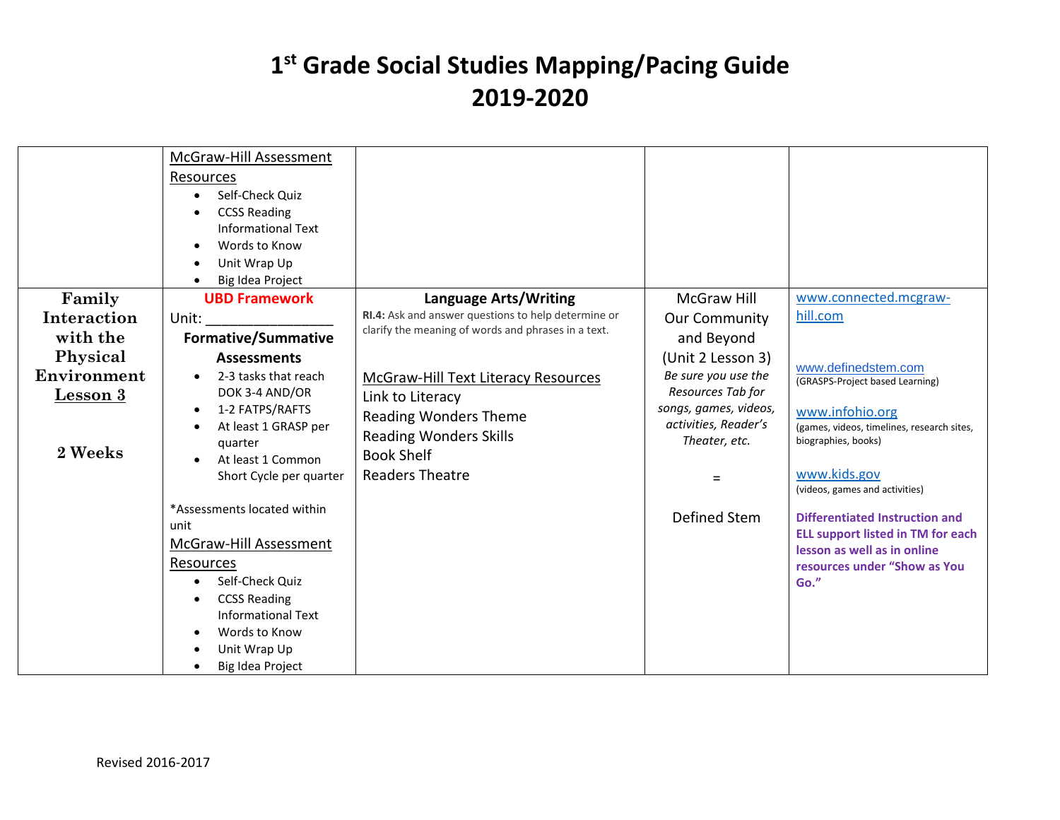# 1[st] Grade Social Studies Mapping/Pacing Guide 2019-2020

| | | | | |
|---|---|---|---|---|
| | McGraw-Hill Assessment Resources<br>• Self-Check Quiz<br>• CCSS Reading Informational Text<br>• Words to Know<br>• Unit Wrap Up<br>• Big Idea Project | | | |
| **Family Interaction with the Physical Environment Lesson 3**<br><br>**2 Weeks** | **UBD Framework**<br>Unit: _______________<br>**Formative/Summative Assessments**<br>• 2-3 tasks that reach DOK 3-4 AND/OR<br>• 1-2 FATPS/RAFTS<br>• At least 1 GRASP per quarter<br>• At least 1 Common Short Cycle per quarter<br><br>*Assessments located within unit<br>McGraw-Hill Assessment Resources<br>• Self-Check Quiz<br>• CCSS Reading Informational Text<br>• Words to Know<br>• Unit Wrap Up<br>• Big Idea Project | **Language Arts/Writing**<br>**RI.4:** Ask and answer questions to help determine or clarify the meaning of words and phrases in a text.<br><br>McGraw-Hill Text Literacy Resources<br>Link to Literacy<br>Reading Wonders Theme<br>Reading Wonders Skills<br>Book Shelf<br>Readers Theatre | McGraw Hill Our Community and Beyond (Unit 2 Lesson 3)<br>*Be sure you use the Resources Tab for songs, games, videos, activities, Reader's Theater, etc.*<br><br>=<br><br>Defined Stem | www.connected.mcgraw-hill.com<br><br>www.definedstem.com<br>(GRASPS-Project based Learning)<br><br>www.infohio.org<br>(games, videos, timelines, research sites, biographies, books)<br><br>www.kids.gov<br>(videos, games and activities)<br><br>**Differentiated Instruction and ELL support listed in TM for each lesson as well as in online resources under "Show as You Go."** |

Revised 2016-2017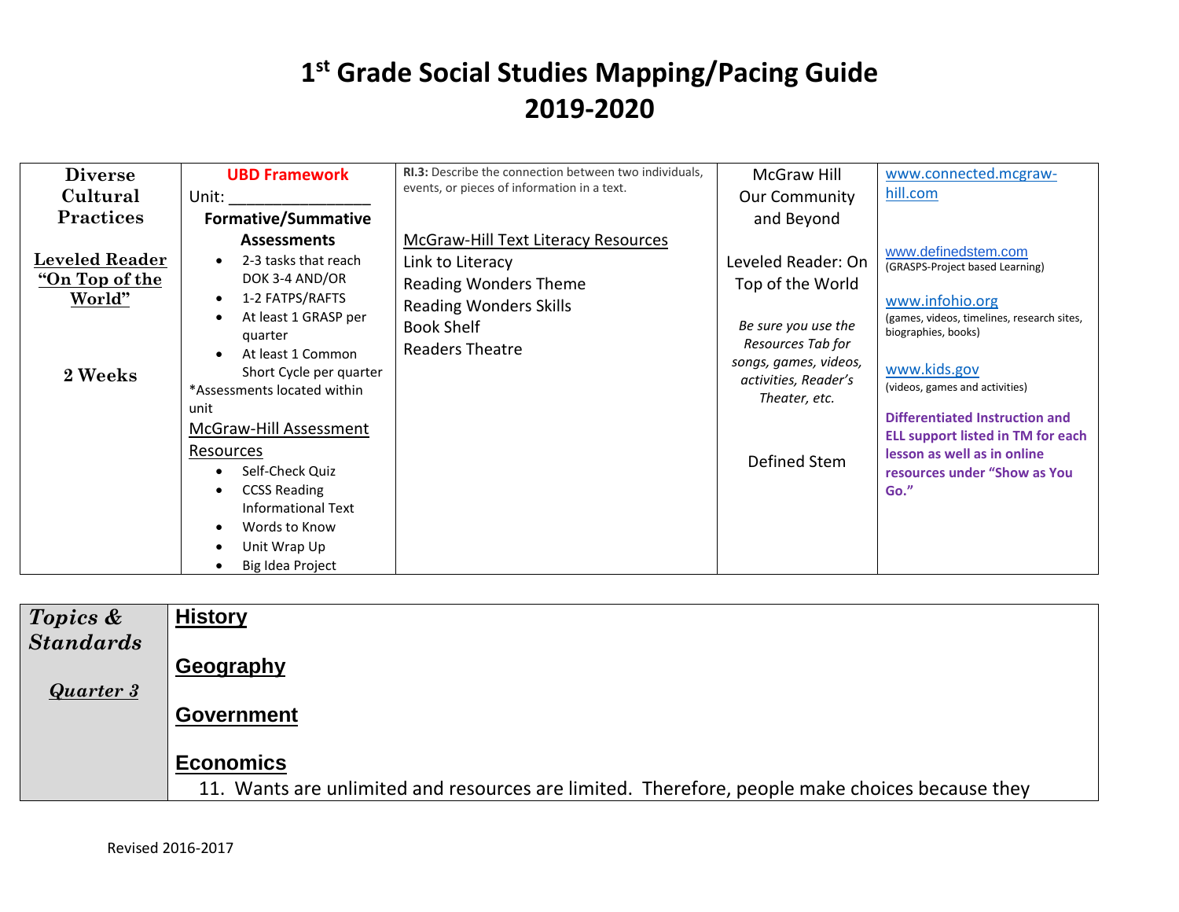# 1st Grade Social Studies Mapping/Pacing Guide
# 2019-2020

| Diverse Cultural Practices<br><br>**Leveled Reader "On Top of the World"**<br><br>2 Weeks | **UBD Framework**<br>Unit: ______________<br>**Formative/Summative Assessments**<br>• 2-3 tasks that reach DOK 3-4 AND/OR<br>• 1-2 FATPS/RAFTS<br>• At least 1 GRASP per quarter<br>• At least 1 Common Short Cycle per quarter<br>*Assessments located within unit<br>McGraw-Hill Assessment Resources<br>• Self-Check Quiz<br>• CCSS Reading Informational Text<br>• Words to Know<br>• Unit Wrap Up<br>• Big Idea Project | **RI.3:** Describe the connection between two individuals, events, or pieces of information in a text.<br><br>McGraw-Hill Text Literacy Resources<br>Link to Literacy<br>Reading Wonders Theme<br>Reading Wonders Skills<br>Book Shelf<br>Readers Theatre | McGraw Hill Our Community and Beyond<br><br>Leveled Reader: On Top of the World<br><br>*Be sure you use the Resources Tab for songs, games, videos, activities, Reader's Theater, etc.*<br><br>Defined Stem | www.connected.mcgraw-hill.com<br><br>www.definedstem.com<br>(GRASPS-Project based Learning)<br><br>www.infohio.org<br>(games, videos, timelines, research sites, biographies, books)<br><br>www.kids.gov<br>(videos, games and activities)<br><br>**Differentiated Instruction and ELL support listed in TM for each lesson as well as in online resources under "Show as You Go."** |
|---|---|---|---|---|

| ***Topics & Standards***<br><br>***Quarter 3*** | **History**<br><br>**Geography**<br><br>**Government**<br><br>**Economics**<br>11. Wants are unlimited and resources are limited. Therefore, people make choices because they |
|---|---|

Revised 2016-2017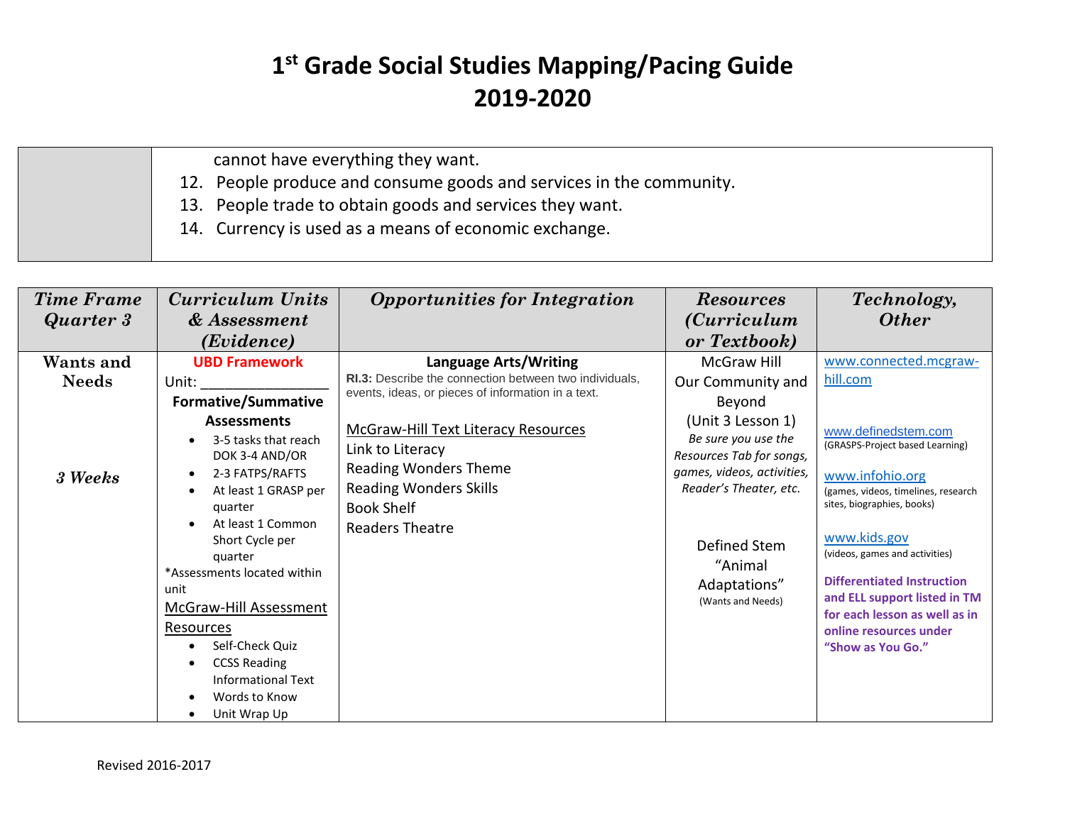# 1st Grade Social Studies Mapping/Pacing Guide 2019-2020

| | |
|---|---|
| | cannot have everything they want.<br>12. People produce and consume goods and services in the community.<br>13. People trade to obtain goods and services they want.<br>14. Currency is used as a means of economic exchange. |

| *Time Frame Quarter 3* | *Curriculum Units & Assessment (Evidence)* | *Opportunities for Integration* | *Resources (Curriculum or Textbook)* | *Technology, Other* |
|---|---|---|---|---|
| **Wants and Needs**<br><br>*3 Weeks* | **UBD Framework**<br>Unit: ________________<br>**Formative/Summative Assessments**<br>• 3-5 tasks that reach DOK 3-4 AND/OR<br>• 2-3 FATPS/RAFTS<br>• At least 1 GRASP per quarter<br>• At least 1 Common Short Cycle per quarter<br>*Assessments located within unit<br>McGraw-Hill Assessment Resources<br>• Self-Check Quiz<br>• CCSS Reading Informational Text<br>• Words to Know<br>• Unit Wrap Up | **Language Arts/Writing**<br>**RI.3:** Describe the connection between two individuals, events, ideas, or pieces of information in a text.<br><br>McGraw-Hill Text Literacy Resources<br>Link to Literacy<br>Reading Wonders Theme<br>Reading Wonders Skills<br>Book Shelf<br>Readers Theatre | McGraw Hill Our Community and Beyond (Unit 3 Lesson 1)<br>*Be sure you use the Resources Tab for songs, games, videos, activities, Reader's Theater, etc.*<br><br>Defined Stem "Animal Adaptations" (Wants and Needs) | www.connected.mcgraw-hill.com<br><br>www.definedstem.com (GRASPS-Project based Learning)<br><br>www.infohio.org (games, videos, timelines, research sites, biographies, books)<br><br>www.kids.gov (videos, games and activities)<br><br>**Differentiated Instruction and ELL support listed in TM for each lesson as well as in online resources under "Show as You Go."** |

Revised 2016-2017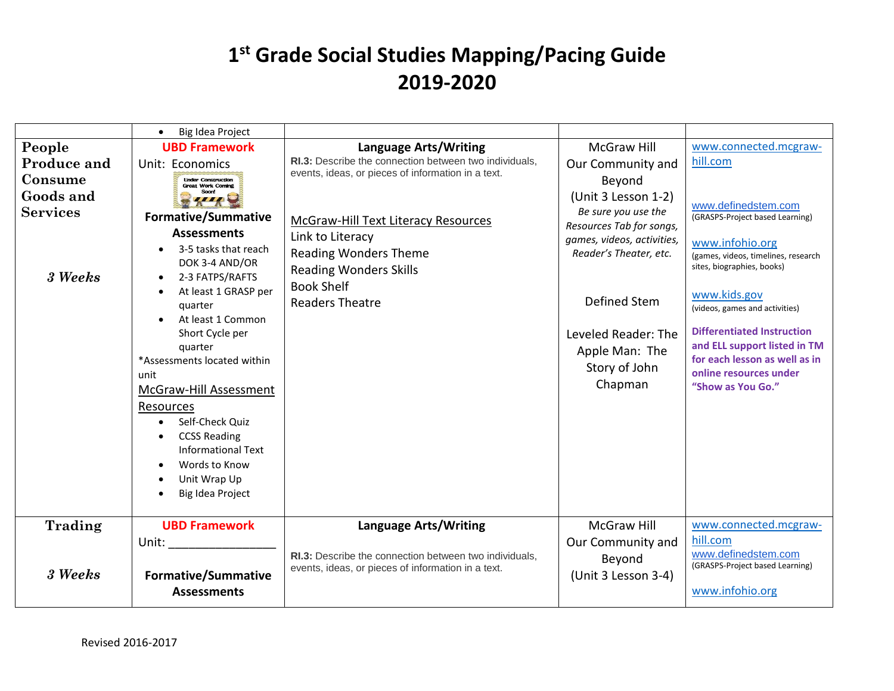# 1[st] Grade Social Studies Mapping/Pacing Guide 2019-2020

| | | | | |
|---|---|---|---|---|
| | • Big Idea Project | | | |
| **People Produce and Consume Goods and Services**<br><br>*3 Weeks* | **UBD Framework**<br>Unit: Economics<br>Under Construction Great Work Coming Soon!<br>**Formative/Summative Assessments**<br>• 3-5 tasks that reach DOK 3-4 AND/OR<br>• 2-3 FATPS/RAFTS<br>• At least 1 GRASP per quarter<br>• At least 1 Common Short Cycle per quarter<br>*Assessments located within unit<br>McGraw-Hill Assessment Resources<br>• Self-Check Quiz<br>• CCSS Reading Informational Text<br>• Words to Know<br>• Unit Wrap Up<br>• Big Idea Project | **Language Arts/Writing**<br>**RI.3:** Describe the connection between two individuals, events, ideas, or pieces of information in a text.<br><br>McGraw-Hill Text Literacy Resources<br>Link to Literacy<br>Reading Wonders Theme<br>Reading Wonders Skills<br>Book Shelf<br>Readers Theatre | McGraw Hill Our Community and Beyond (Unit 3 Lesson 1-2)<br>*Be sure you use the Resources Tab for songs, games, videos, activities, Reader's Theater, etc.*<br><br>Defined Stem<br><br>Leveled Reader: The Apple Man: The Story of John Chapman | www.connected.mcgraw-hill.com<br><br>www.definedstem.com (GRASPS-Project based Learning)<br><br>www.infohio.org (games, videos, timelines, research sites, biographies, books)<br><br>www.kids.gov (videos, games and activities)<br><br>**Differentiated Instruction and ELL support listed in TM for each lesson as well as in online resources under "Show as You Go."** |
| **Trading**<br><br>*3 Weeks* | **UBD Framework**<br>Unit: ________________<br><br>**Formative/Summative Assessments** | **Language Arts/Writing**<br><br>**RI.3:** Describe the connection between two individuals, events, ideas, or pieces of information in a text. | McGraw Hill Our Community and Beyond (Unit 3 Lesson 3-4) | www.connected.mcgraw-hill.com<br>www.definedstem.com (GRASPS-Project based Learning)<br><br>www.infohio.org |

Revised 2016-2017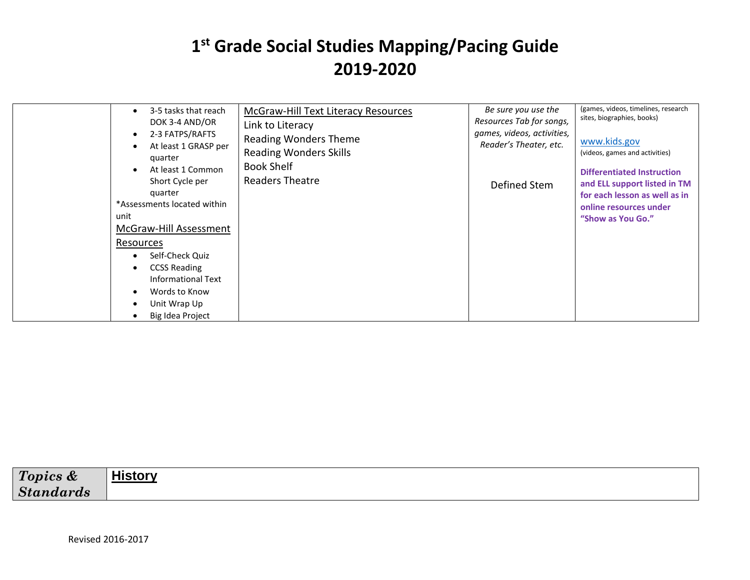# 1st Grade Social Studies Mapping/Pacing Guide
# 2019-2020

| | | | | |
|---|---|---|---|---|
| | • 3-5 tasks that reach DOK 3-4 AND/OR<br>• 2-3 FATPS/RAFTS<br>• At least 1 GRASP per quarter<br>• At least 1 Common Short Cycle per quarter<br>*Assessments located within unit<br><u>McGraw-Hill Assessment Resources</u><br>• Self-Check Quiz<br>• CCSS Reading Informational Text<br>• Words to Know<br>• Unit Wrap Up<br>• Big Idea Project | <u>McGraw-Hill Text Literacy Resources</u><br>Link to Literacy<br>Reading Wonders Theme<br>Reading Wonders Skills<br>Book Shelf<br>Readers Theatre | *Be sure you use the Resources Tab for songs, games, videos, activities, Reader's Theater, etc.*<br><br>Defined Stem | (games, videos, timelines, research sites, biographies, books)<br><br>www.kids.gov<br>(videos, games and activities)<br><br>**Differentiated Instruction and ELL support listed in TM for each lesson as well as in online resources under "Show as You Go."** |

| ***Topics & Standards*** | **<u>History</u>** |
|---|---|

Revised 2016-2017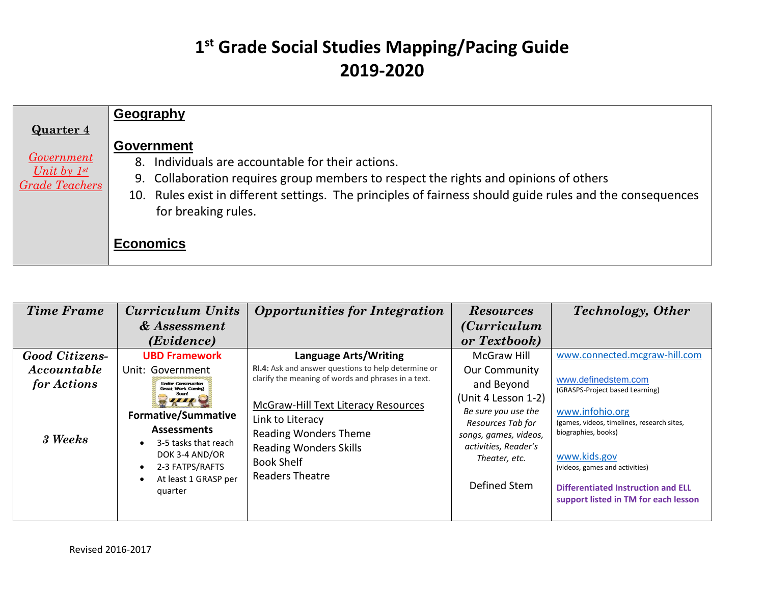# 1st Grade Social Studies Mapping/Pacing Guide
# 2019-2020

| **Quarter 4**<br><br>*Government Unit by 1st Grade Teachers* | **Geography**<br><br>**Government**<br>8. Individuals are accountable for their actions.<br>9. Collaboration requires group members to respect the rights and opinions of others<br>10. Rules exist in different settings. The principles of fairness should guide rules and the consequences for breaking rules.<br><br>**Economics** |
|---|---|

| *Time Frame* | *Curriculum Units & Assessment (Evidence)* | *Opportunities for Integration* | *Resources (Curriculum or Textbook)* | *Technology, Other* |
|---|---|---|---|---|
| ***Good Citizens-Accountable for Actions***<br><br>***3 Weeks*** | **UBD Framework**<br>Unit: Government<br>Under Construction Great Work Coming Soon!<br>**Formative/Summative Assessments**<br>• 3-5 tasks that reach DOK 3-4 AND/OR<br>• 2-3 FATPS/RAFTS<br>• At least 1 GRASP per quarter | **Language Arts/Writing**<br>**RI.4:** Ask and answer questions to help determine or clarify the meaning of words and phrases in a text.<br><br>McGraw-Hill Text Literacy Resources<br>Link to Literacy<br>Reading Wonders Theme<br>Reading Wonders Skills<br>Book Shelf<br>Readers Theatre | McGraw Hill Our Community and Beyond (Unit 4 Lesson 1-2)<br>*Be sure you use the Resources Tab for songs, games, videos, activities, Reader's Theater, etc.*<br><br>Defined Stem | www.connected.mcgraw-hill.com<br><br>www.definedstem.com<br>(GRASPS-Project based Learning)<br><br>www.infohio.org<br>(games, videos, timelines, research sites, biographies, books)<br><br>www.kids.gov<br>(videos, games and activities)<br><br>**Differentiated Instruction and ELL support listed in TM for each lesson** |

Revised 2016-2017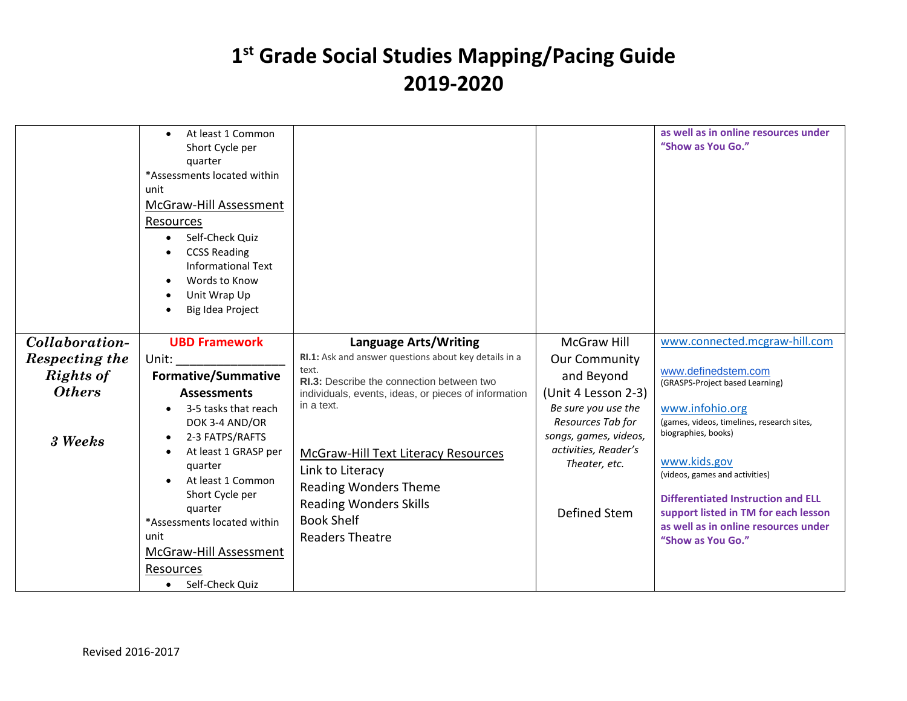# 1st Grade Social Studies Mapping/Pacing Guide
# 2019-2020

| | | | | |
|---|---|---|---|---|
| | • At least 1 Common Short Cycle per quarter<br>*Assessments located within unit<br>McGraw-Hill Assessment Resources<br>• Self-Check Quiz<br>• CCSS Reading Informational Text<br>• Words to Know<br>• Unit Wrap Up<br>• Big Idea Project | | | **as well as in online resources under "Show as You Go."** |
| ***Collaboration- Respecting the Rights of Others***<br><br>***3 Weeks*** | **UBD Framework**<br>Unit: ______________<br>**Formative/Summative Assessments**<br>• 3-5 tasks that reach DOK 3-4 AND/OR<br>• 2-3 FATPS/RAFTS<br>• At least 1 GRASP per quarter<br>• At least 1 Common Short Cycle per quarter<br>*Assessments located within unit<br>McGraw-Hill Assessment Resources<br>• Self-Check Quiz | **Language Arts/Writing**<br>**RI.1:** Ask and answer questions about key details in a text.<br>**RI.3:** Describe the connection between two individuals, events, ideas, or pieces of information in a text.<br><br>McGraw-Hill Text Literacy Resources<br>Link to Literacy<br>Reading Wonders Theme<br>Reading Wonders Skills<br>Book Shelf<br>Readers Theatre | McGraw Hill Our Community and Beyond (Unit 4 Lesson 2-3)<br>*Be sure you use the Resources Tab for songs, games, videos, activities, Reader's Theater, etc.*<br><br>Defined Stem | www.connected.mcgraw-hill.com<br><br>www.definedstem.com<br>(GRASPS-Project based Learning)<br><br>www.infohio.org<br>(games, videos, timelines, research sites, biographies, books)<br><br>www.kids.gov<br>(videos, games and activities)<br><br>**Differentiated Instruction and ELL support listed in TM for each lesson as well as in online resources under "Show as You Go."** |

Revised 2016-2017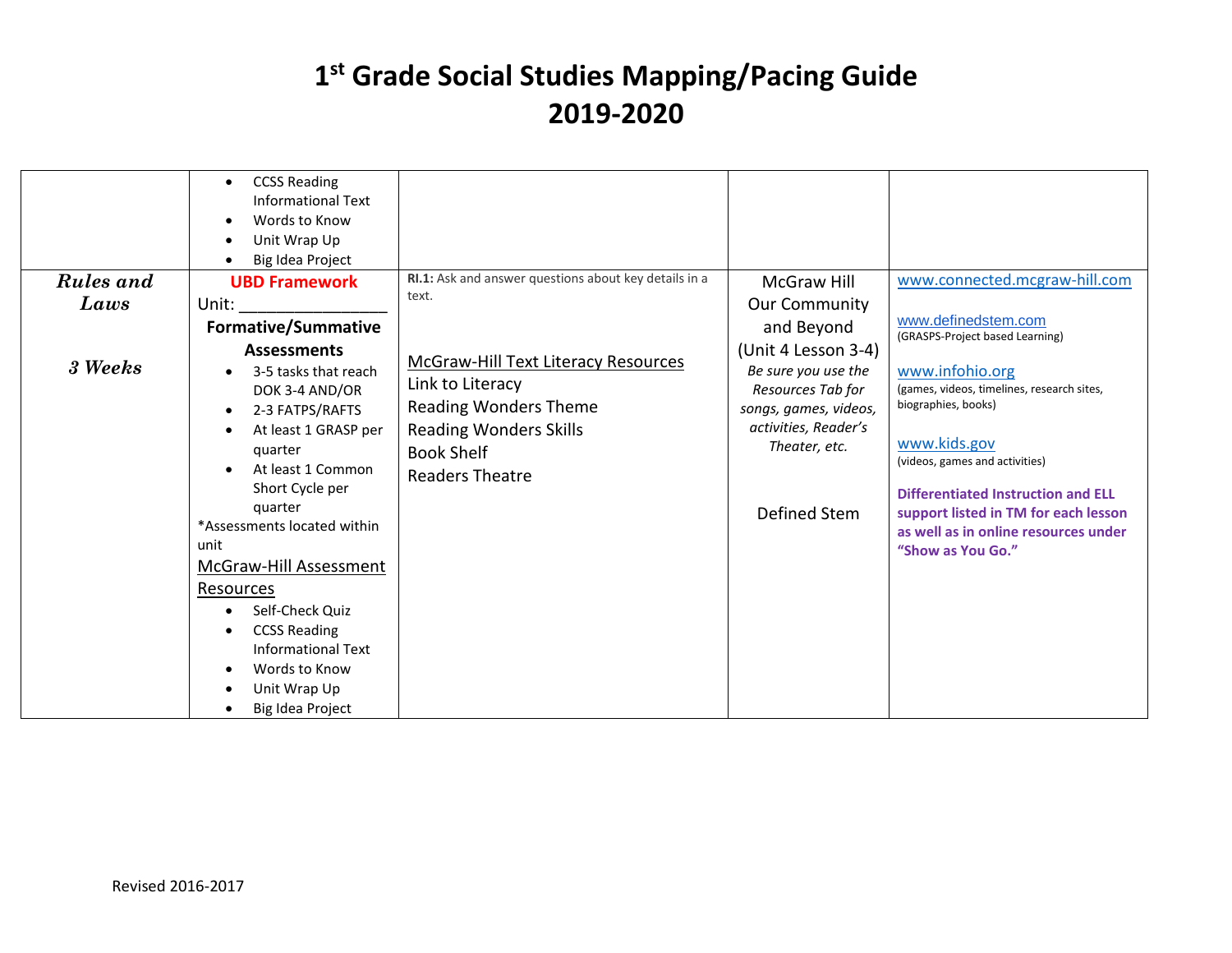# 1[st] Grade Social Studies Mapping/Pacing Guide 2019-2020

| | | | | |
|---|---|---|---|---|
| | • CCSS Reading Informational Text<br>• Words to Know<br>• Unit Wrap Up<br>• Big Idea Project | | | |
| ***Rules and Laws***<br><br>***3 Weeks*** | **UBD Framework**<br>Unit: ________________<br>**Formative/Summative Assessments**<br>• 3-5 tasks that reach DOK 3-4 AND/OR<br>• 2-3 FATPS/RAFTS<br>• At least 1 GRASP per quarter<br>• At least 1 Common Short Cycle per quarter<br>*Assessments located within unit<br>McGraw-Hill Assessment Resources<br>• Self-Check Quiz<br>• CCSS Reading Informational Text<br>• Words to Know<br>• Unit Wrap Up<br>• Big Idea Project | **RI.1:** Ask and answer questions about key details in a text.<br><br>McGraw-Hill Text Literacy Resources<br>Link to Literacy<br>Reading Wonders Theme<br>Reading Wonders Skills<br>Book Shelf<br>Readers Theatre | McGraw Hill Our Community and Beyond (Unit 4 Lesson 3-4)<br>*Be sure you use the Resources Tab for songs, games, videos, activities, Reader's Theater, etc.*<br><br>Defined Stem | www.connected.mcgraw-hill.com<br><br>www.definedstem.com<br>(GRASPS-Project based Learning)<br><br>www.infohio.org<br>(games, videos, timelines, research sites, biographies, books)<br><br>www.kids.gov<br>(videos, games and activities)<br><br>**Differentiated Instruction and ELL support listed in TM for each lesson as well as in online resources under "Show as You Go."** |

Revised 2016-2017